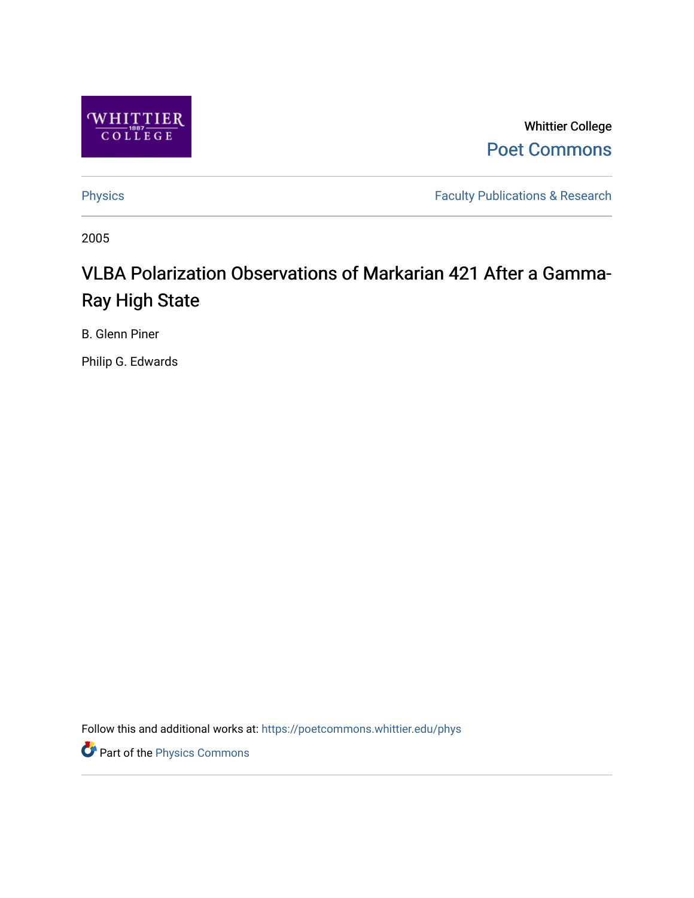Whittier College

Poet Commons

Physics

Faculty Publications & Research

2005

# VLBA Polarization Observations of Markarian 421 After a Gamma-Ray High State

B. Glenn Piner

Philip G. Edwards

Follow this and additional works at: https://poetcommons.whittier.edu/phys

Part of the Physics Commons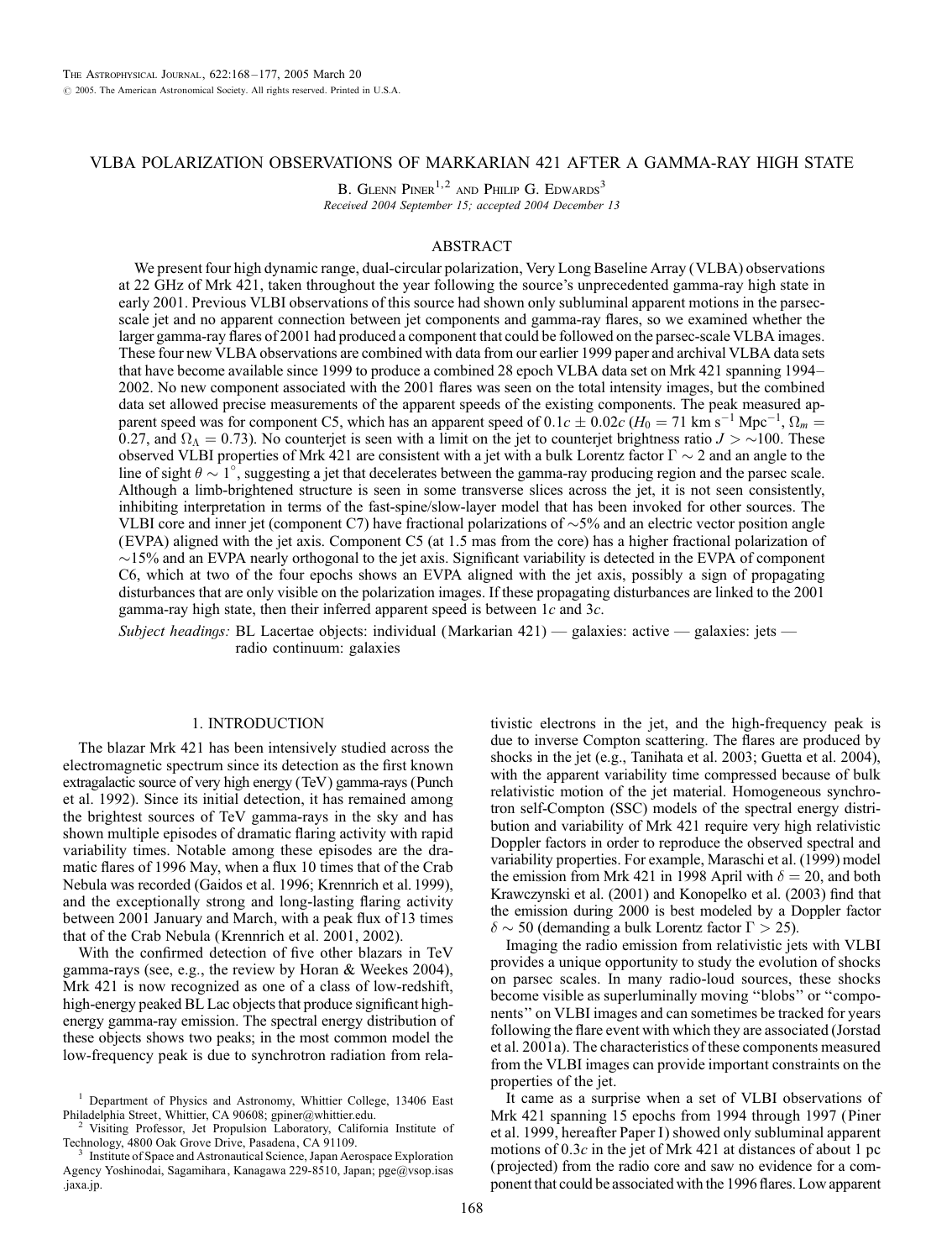# VLBA POLARIZATION OBSERVATIONS OF MARKARIAN 421 AFTER A GAMMA-RAY HIGH STATE

B. Glenn Piner[1,2] and Philip G. Edwards[3]

*Received 2004 September 15; accepted 2004 December 13*

## ABSTRACT

We present four high dynamic range, dual-circular polarization, Very Long Baseline Array (VLBA) observations at 22 GHz of Mrk 421, taken throughout the year following the source's unprecedented gamma-ray high state in early 2001. Previous VLBI observations of this source had shown only subluminal apparent motions in the parsec-scale jet and no apparent connection between jet components and gamma-ray flares, so we examined whether the larger gamma-ray flares of 2001 had produced a component that could be followed on the parsec-scale VLBA images. These four new VLBA observations are combined with data from our earlier 1999 paper and archival VLBA data sets that have become available since 1999 to produce a combined 28 epoch VLBA data set on Mrk 421 spanning 1994–2002. No new component associated with the 2001 flares was seen on the total intensity images, but the combined data set allowed precise measurements of the apparent speeds of the existing components. The peak measured apparent speed was for component C5, which has an apparent speed of $0.1c \pm 0.02c$ ($H_0 = 71$ km s$^{-1}$ Mpc$^{-1}$, $\Omega_m = 0.27$, and $\Omega_\Lambda = 0.73$). No counterjet is seen with a limit on the jet to counterjet brightness ratio $J > \sim 100$. These observed VLBI properties of Mrk 421 are consistent with a jet with a bulk Lorentz factor $\Gamma \sim 2$ and an angle to the line of sight $\theta \sim 1°$, suggesting a jet that decelerates between the gamma-ray producing region and the parsec scale. Although a limb-brightened structure is seen in some transverse slices across the jet, it is not seen consistently, inhibiting interpretation in terms of the fast-spine/slow-layer model that has been invoked for other sources. The VLBI core and inner jet (component C7) have fractional polarizations of ~5% and an electric vector position angle (EVPA) aligned with the jet axis. Component C5 (at 1.5 mas from the core) has a higher fractional polarization of ~15% and an EVPA nearly orthogonal to the jet axis. Significant variability is detected in the EVPA of component C6, which at two of the four epochs shows an EVPA aligned with the jet axis, possibly a sign of propagating disturbances that are only visible on the polarization images. If these propagating disturbances are linked to the 2001 gamma-ray high state, then their inferred apparent speed is between $1c$ and $3c$.

*Subject headings:* BL Lacertae objects: individual (Markarian 421) — galaxies: active — galaxies: jets — radio continuum: galaxies

## 1. INTRODUCTION

The blazar Mrk 421 has been intensively studied across the electromagnetic spectrum since its detection as the first known extragalactic source of very high energy (TeV) gamma-rays (Punch et al. 1992). Since its initial detection, it has remained among the brightest sources of TeV gamma-rays in the sky and has shown multiple episodes of dramatic flaring activity with rapid variability times. Notable among these episodes are the dramatic flares of 1996 May, when a flux 10 times that of the Crab Nebula was recorded (Gaidos et al. 1996; Krennrich et al. 1999), and the exceptionally strong and long-lasting flaring activity between 2001 January and March, with a peak flux of 13 times that of the Crab Nebula (Krennrich et al. 2001, 2002).

With the confirmed detection of five other blazars in TeV gamma-rays (see, e.g., the review by Horan & Weekes 2004), Mrk 421 is now recognized as one of a class of low-redshift, high-energy peaked BL Lac objects that produce significant high-energy gamma-ray emission. The spectral energy distribution of these objects shows two peaks; in the most common model the low-frequency peak is due to synchrotron radiation from relativistic electrons in the jet, and the high-frequency peak is due to inverse Compton scattering. The flares are produced by shocks in the jet (e.g., Tanihata et al. 2003; Guetta et al. 2004), with the apparent variability time compressed because of bulk relativistic motion of the jet material. Homogeneous synchrotron self-Compton (SSC) models of the spectral energy distribution and variability of Mrk 421 require very high relativistic Doppler factors in order to reproduce the observed spectral and variability properties. For example, Maraschi et al. (1999) model the emission from Mrk 421 in 1998 April with $\delta = 20$, and both Krawczynski et al. (2001) and Konopelko et al. (2003) find that the emission during 2000 is best modeled by a Doppler factor $\delta \sim 50$ (demanding a bulk Lorentz factor $\Gamma > 25$).

Imaging the radio emission from relativistic jets with VLBI provides a unique opportunity to study the evolution of shocks on parsec scales. In many radio-loud sources, these shocks become visible as superluminally moving "blobs" or "components" on VLBI images and can sometimes be tracked for years following the flare event with which they are associated (Jorstad et al. 2001a). The characteristics of these components measured from the VLBI images can provide important constraints on the properties of the jet.

It came as a surprise when a set of VLBI observations of Mrk 421 spanning 15 epochs from 1994 through 1997 (Piner et al. 1999, hereafter Paper I) showed only subluminal apparent motions of $0.3c$ in the jet of Mrk 421 at distances of about 1 pc (projected) from the radio core and saw no evidence for a component that could be associated with the 1996 flares. Low apparent

[1] Department of Physics and Astronomy, Whittier College, 13406 East Philadelphia Street, Whittier, CA 90608; gpiner@whittier.edu.

[2] Visiting Professor, Jet Propulsion Laboratory, California Institute of Technology, 4800 Oak Grove Drive, Pasadena, CA 91109.

[3] Institute of Space and Astronautical Science, Japan Aerospace Exploration Agency Yoshinodai, Sagamihara, Kanagawa 229-8510, Japan; pge@vsop.isas.jaxa.jp.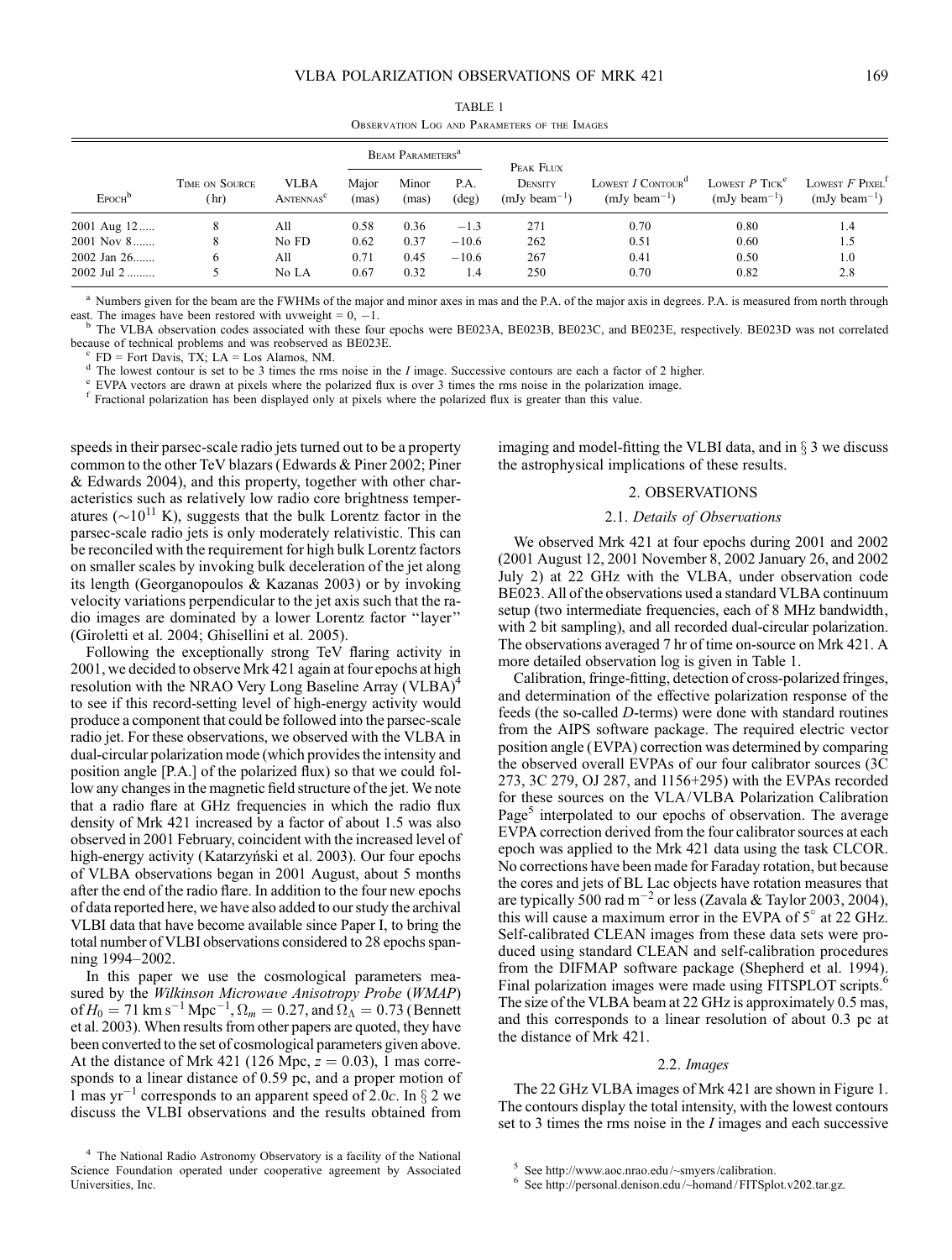TABLE 1

Observation Log and Parameters of the Images

| Epoch[b] | Time on Source (hr) | VLBA Antennas[c] | Beam Parameters[a] | | | Peak Flux Density (mJy beam$^{-1}$) | Lowest $I$ Contour[d] (mJy beam$^{-1}$) | Lowest $P$ Tick[e] (mJy beam$^{-1}$) | Lowest $F$ Pixel[f] (mJy beam$^{-1}$) |
|---|---|---|---|---|---|---|---|---|---|
| | | | Major (mas) | Minor (mas) | P.A. (deg) | | | | |
| 2001 Aug 12 | 8 | All | 0.58 | 0.36 | −1.3 | 271 | 0.70 | 0.80 | 1.4 |
| 2001 Nov 8 | 8 | No FD | 0.62 | 0.37 | −10.6 | 262 | 0.51 | 0.60 | 1.5 |
| 2002 Jan 26 | 6 | All | 0.71 | 0.45 | −10.6 | 267 | 0.41 | 0.50 | 1.0 |
| 2002 Jul 2 | 5 | No LA | 0.67 | 0.32 | 1.4 | 250 | 0.70 | 0.82 | 2.8 |

[a] Numbers given for the beam are the FWHMs of the major and minor axes in mas and the P.A. of the major axis in degrees. P.A. is measured from north through east. The images have been restored with uvweight = 0, −1.

[b] The VLBA observation codes associated with these four epochs were BE023A, BE023B, BE023C, and BE023E, respectively. BE023D was not correlated because of technical problems and was reobserved as BE023E.

[c] FD = Fort Davis, TX; LA = Los Alamos, NM.

[d] The lowest contour is set to be 3 times the rms noise in the $I$ image. Successive contours are each a factor of 2 higher.

[e] EVPA vectors are drawn at pixels where the polarized flux is over 3 times the rms noise in the polarization image.

[f] Fractional polarization has been displayed only at pixels where the polarized flux is greater than this value.

speeds in their parsec-scale radio jets turned out to be a property common to the other TeV blazars (Edwards & Piner 2002; Piner & Edwards 2004), and this property, together with other characteristics such as relatively low radio core brightness temperatures ($\sim 10^{11}$ K), suggests that the bulk Lorentz factor in the parsec-scale radio jets is only moderately relativistic. This can be reconciled with the requirement for high bulk Lorentz factors on smaller scales by invoking bulk deceleration of the jet along its length (Georganopoulos & Kazanas 2003) or by invoking velocity variations perpendicular to the jet axis such that the radio images are dominated by a lower Lorentz factor "layer" (Giroletti et al. 2004; Ghisellini et al. 2005).

Following the exceptionally strong TeV flaring activity in 2001, we decided to observe Mrk 421 again at four epochs at high resolution with the NRAO Very Long Baseline Array (VLBA)[4] to see if this record-setting level of high-energy activity would produce a component that could be followed into the parsec-scale radio jet. For these observations, we observed with the VLBA in dual-circular polarization mode (which provides the intensity and position angle [P.A.] of the polarized flux) so that we could follow any changes in the magnetic field structure of the jet. We note that a radio flare at GHz frequencies in which the radio flux density of Mrk 421 increased by a factor of about 1.5 was also observed in 2001 February, coincident with the increased level of high-energy activity (Katarzyński et al. 2003). Our four epochs of VLBA observations began in 2001 August, about 5 months after the end of the radio flare. In addition to the four new epochs of data reported here, we have also added to our study the archival VLBI data that have become available since Paper I, to bring the total number of VLBI observations considered to 28 epochs spanning 1994–2002.

In this paper we use the cosmological parameters measured by the *Wilkinson Microwave Anisotropy Probe* (*WMAP*) of $H_0 = 71$ km s$^{-1}$ Mpc$^{-1}$, $\Omega_m = 0.27$, and $\Omega_\Lambda = 0.73$ (Bennett et al. 2003). When results from other papers are quoted, they have been converted to the set of cosmological parameters given above. At the distance of Mrk 421 (126 Mpc, $z = 0.03$), 1 mas corresponds to a linear distance of 0.59 pc, and a proper motion of 1 mas yr$^{-1}$ corresponds to an apparent speed of 2.0$c$. In § 2 we discuss the VLBI observations and the results obtained from imaging and model-fitting the VLBI data, and in § 3 we discuss the astrophysical implications of these results.

## 2. OBSERVATIONS

### 2.1. *Details of Observations*

We observed Mrk 421 at four epochs during 2001 and 2002 (2001 August 12, 2001 November 8, 2002 January 26, and 2002 July 2) at 22 GHz with the VLBA, under observation code BE023. All of the observations used a standard VLBA continuum setup (two intermediate frequencies, each of 8 MHz bandwidth, with 2 bit sampling), and all recorded dual-circular polarization. The observations averaged 7 hr of time on-source on Mrk 421. A more detailed observation log is given in Table 1.

Calibration, fringe-fitting, detection of cross-polarized fringes, and determination of the effective polarization response of the feeds (the so-called $D$-terms) were done with standard routines from the AIPS software package. The required electric vector position angle (EVPA) correction was determined by comparing the observed overall EVPAs of our four calibrator sources (3C 273, 3C 279, OJ 287, and 1156+295) with the EVPAs recorded for these sources on the VLA/VLBA Polarization Calibration Page[5] interpolated to our epochs of observation. The average EVPA correction derived from the four calibrator sources at each epoch was applied to the Mrk 421 data using the task CLCOR. No corrections have been made for Faraday rotation, but because the cores and jets of BL Lac objects have rotation measures that are typically 500 rad m$^{-2}$ or less (Zavala & Taylor 2003, 2004), this will cause a maximum error in the EVPA of 5° at 22 GHz. Self-calibrated CLEAN images from these data sets were produced using standard CLEAN and self-calibration procedures from the DIFMAP software package (Shepherd et al. 1994). Final polarization images were made using FITSPLOT scripts.[6] The size of the VLBA beam at 22 GHz is approximately 0.5 mas, and this corresponds to a linear resolution of about 0.3 pc at the distance of Mrk 421.

### 2.2. *Images*

The 22 GHz VLBA images of Mrk 421 are shown in Figure 1. The contours display the total intensity, with the lowest contours set to 3 times the rms noise in the $I$ images and each successive

[4] The National Radio Astronomy Observatory is a facility of the National Science Foundation operated under cooperative agreement by Associated Universities, Inc.

[5] See http://www.aoc.nrao.edu/~smyers/calibration.

[6] See http://personal.denison.edu/~homand/FITSplot.v202.tar.gz.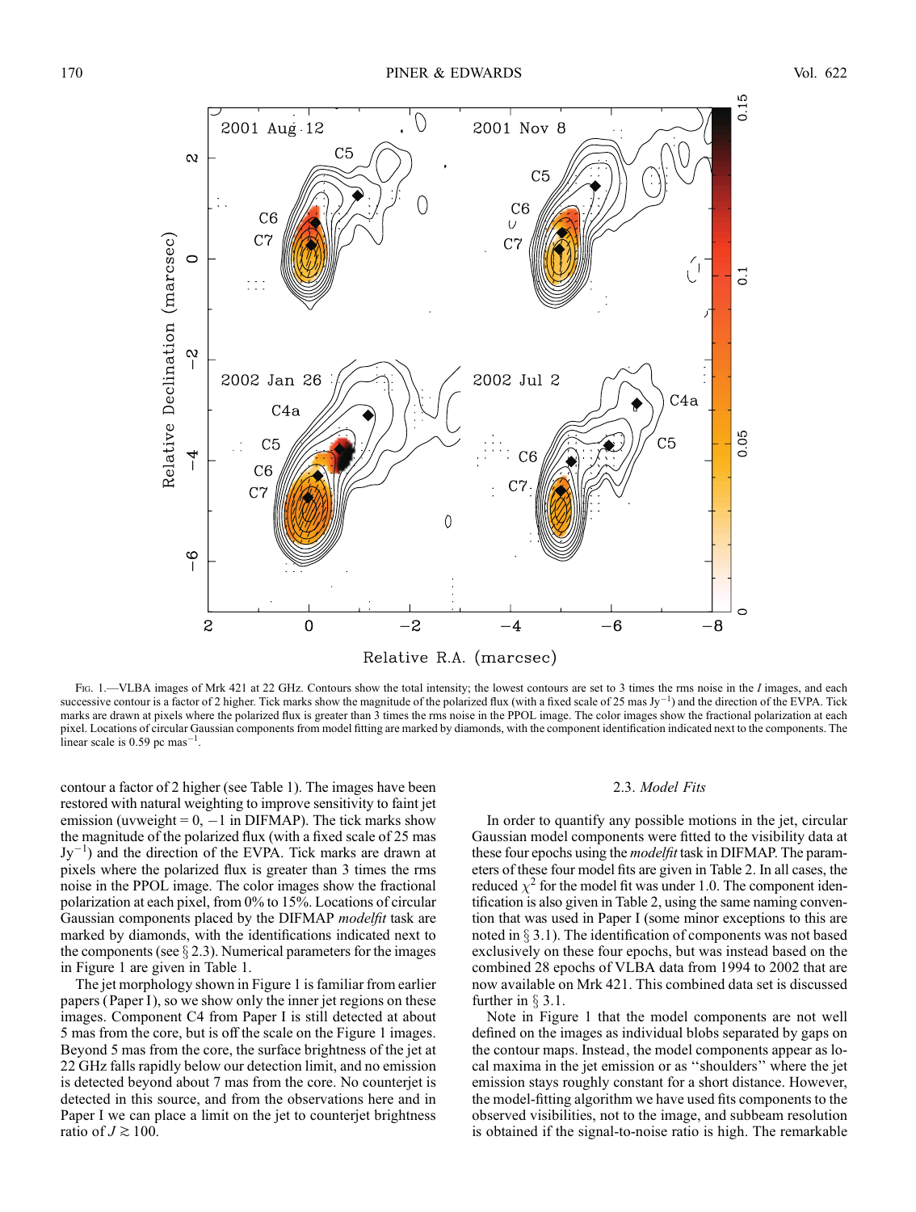Fig. 1.—VLBA images of Mrk 421 at 22 GHz. Contours show the total intensity; the lowest contours are set to 3 times the rms noise in the $I$ images, and each successive contour is a factor of 2 higher. Tick marks show the magnitude of the polarized flux (with a fixed scale of 25 mas $Jy^{-1}$) and the direction of the EVPA. Tick marks are drawn at pixels where the polarized flux is greater than 3 times the rms noise in the PPOL image. The color images show the fractional polarization at each pixel. Locations of circular Gaussian components from model fitting are marked by diamonds, with the component identification indicated next to the components. The linear scale is 0.59 pc $mas^{-1}$.

contour a factor of 2 higher (see Table 1). The images have been restored with natural weighting to improve sensitivity to faint jet emission (uvweight = 0, −1 in DIFMAP). The tick marks show the magnitude of the polarized flux (with a fixed scale of 25 mas $Jy^{-1}$) and the direction of the EVPA. Tick marks are drawn at pixels where the polarized flux is greater than 3 times the rms noise in the PPOL image. The color images show the fractional polarization at each pixel, from 0% to 15%. Locations of circular Gaussian components placed by the DIFMAP *modelfit* task are marked by diamonds, with the identifications indicated next to the components (see § 2.3). Numerical parameters for the images in Figure 1 are given in Table 1.

The jet morphology shown in Figure 1 is familiar from earlier papers (Paper I), so we show only the inner jet regions on these images. Component C4 from Paper I is still detected at about 5 mas from the core, but is off the scale on the Figure 1 images. Beyond 5 mas from the core, the surface brightness of the jet at 22 GHz falls rapidly below our detection limit, and no emission is detected beyond about 7 mas from the core. No counterjet is detected in this source, and from the observations here and in Paper I we can place a limit on the jet to counterjet brightness ratio of $J \gtrsim 100$.

### 2.3. *Model Fits*

In order to quantify any possible motions in the jet, circular Gaussian model components were fitted to the visibility data at these four epochs using the *modelfit* task in DIFMAP. The parameters of these four model fits are given in Table 2. In all cases, the reduced $\chi^2$ for the model fit was under 1.0. The component identification is also given in Table 2, using the same naming convention that was used in Paper I (some minor exceptions to this are noted in § 3.1). The identification of components was not based exclusively on these four epochs, but was instead based on the combined 28 epochs of VLBA data from 1994 to 2002 that are now available on Mrk 421. This combined data set is discussed further in § 3.1.

Note in Figure 1 that the model components are not well defined on the images as individual blobs separated by gaps on the contour maps. Instead, the model components appear as local maxima in the jet emission or as "shoulders" where the jet emission stays roughly constant for a short distance. However, the model-fitting algorithm we have used fits components to the observed visibilities, not to the image, and subbeam resolution is obtained if the signal-to-noise ratio is high. The remarkable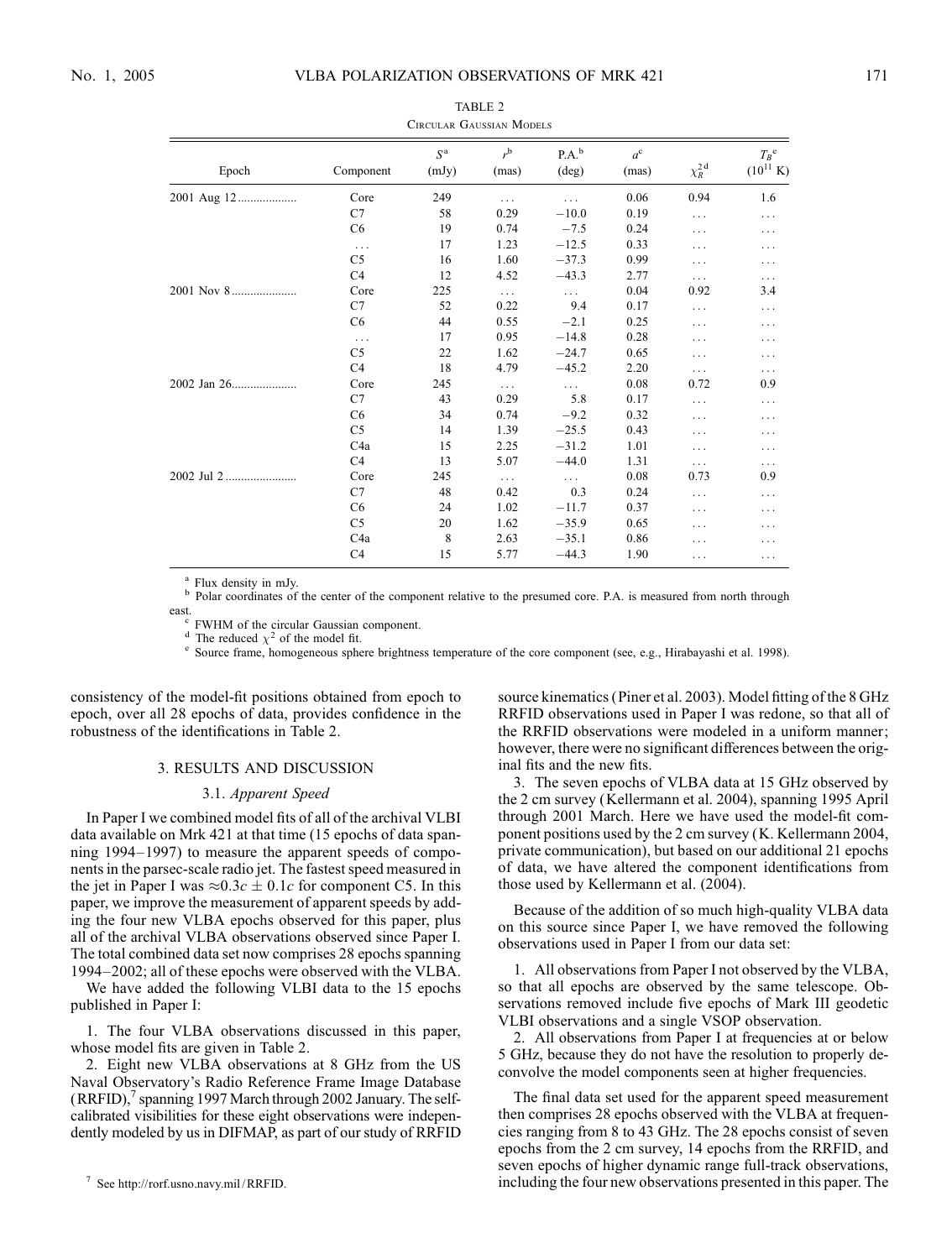TABLE 2

Circular Gaussian Models

| Epoch | Component | $S$[a] (mJy) | $r$[b] (mas) | P.A.[b] (deg) | $a$[c] (mas) | $\chi^2_R$[d] | $T_B$[e] ($10^{11}$ K) |
|---|---|---|---|---|---|---|---|
| 2001 Aug 12 | Core | 249 | ... | ... | 0.06 | 0.94 | 1.6 |
| | C7 | 58 | 0.29 | −10.0 | 0.19 | ... | ... |
| | C6 | 19 | 0.74 | −7.5 | 0.24 | ... | ... |
| | ... | 17 | 1.23 | −12.5 | 0.33 | ... | ... |
| | C5 | 16 | 1.60 | −37.3 | 0.99 | ... | ... |
| | C4 | 12 | 4.52 | −43.3 | 2.77 | ... | ... |
| 2001 Nov 8 | Core | 225 | ... | ... | 0.04 | 0.92 | 3.4 |
| | C7 | 52 | 0.22 | 9.4 | 0.17 | ... | ... |
| | C6 | 44 | 0.55 | −2.1 | 0.25 | ... | ... |
| | ... | 17 | 0.95 | −14.8 | 0.28 | ... | ... |
| | C5 | 22 | 1.62 | −24.7 | 0.65 | ... | ... |
| | C4 | 18 | 4.79 | −45.2 | 2.20 | ... | ... |
| 2002 Jan 26 | Core | 245 | ... | ... | 0.08 | 0.72 | 0.9 |
| | C7 | 43 | 0.29 | 5.8 | 0.17 | ... | ... |
| | C6 | 34 | 0.74 | −9.2 | 0.32 | ... | ... |
| | C5 | 14 | 1.39 | −25.5 | 0.43 | ... | ... |
| | C4a | 15 | 2.25 | −31.2 | 1.01 | ... | ... |
| | C4 | 13 | 5.07 | −44.0 | 1.31 | ... | ... |
| 2002 Jul 2 | Core | 245 | ... | ... | 0.08 | 0.73 | 0.9 |
| | C7 | 48 | 0.42 | 0.3 | 0.24 | ... | ... |
| | C6 | 24 | 1.02 | −11.7 | 0.37 | ... | ... |
| | C5 | 20 | 1.62 | −35.9 | 0.65 | ... | ... |
| | C4a | 8 | 2.63 | −35.1 | 0.86 | ... | ... |
| | C4 | 15 | 5.77 | −44.3 | 1.90 | ... | ... |

[a] Flux density in mJy.
[b] Polar coordinates of the center of the component relative to the presumed core. P.A. is measured from north through east.
[c] FWHM of the circular Gaussian component.
[d] The reduced $\chi^2$ of the model fit.
[e] Source frame, homogeneous sphere brightness temperature of the core component (see, e.g., Hirabayashi et al. 1998).

consistency of the model-fit positions obtained from epoch to epoch, over all 28 epochs of data, provides confidence in the robustness of the identifications in Table 2.

## 3. RESULTS AND DISCUSSION

### 3.1. *Apparent Speed*

In Paper I we combined model fits of all of the archival VLBI data available on Mrk 421 at that time (15 epochs of data spanning 1994–1997) to measure the apparent speeds of components in the parsec-scale radio jet. The fastest speed measured in the jet in Paper I was $\approx 0.3c \pm 0.1c$ for component C5. In this paper, we improve the measurement of apparent speeds by adding the four new VLBA epochs observed for this paper, plus all of the archival VLBA observations observed since Paper I. The total combined data set now comprises 28 epochs spanning 1994–2002; all of these epochs were observed with the VLBA.

We have added the following VLBI data to the 15 epochs published in Paper I:

1. The four VLBA observations discussed in this paper, whose model fits are given in Table 2.

2. Eight new VLBA observations at 8 GHz from the US Naval Observatory's Radio Reference Frame Image Database (RRFID),[7] spanning 1997 March through 2002 January. The self-calibrated visibilities for these eight observations were independently modeled by us in DIFMAP, as part of our study of RRFID source kinematics (Piner et al. 2003). Model fitting of the 8 GHz RRFID observations used in Paper I was redone, so that all of the RRFID observations were modeled in a uniform manner; however, there were no significant differences between the original fits and the new fits.

3. The seven epochs of VLBA data at 15 GHz observed by the 2 cm survey (Kellermann et al. 2004), spanning 1995 April through 2001 March. Here we have used the model-fit component positions used by the 2 cm survey (K. Kellermann 2004, private communication), but based on our additional 21 epochs of data, we have altered the component identifications from those used by Kellermann et al. (2004).

Because of the addition of so much high-quality VLBA data on this source since Paper I, we have removed the following observations used in Paper I from our data set:

1. All observations from Paper I not observed by the VLBA, so that all epochs are observed by the same telescope. Observations removed include five epochs of Mark III geodetic VLBI observations and a single VSOP observation.

2. All observations from Paper I at frequencies at or below 5 GHz, because they do not have the resolution to properly deconvolve the model components seen at higher frequencies.

The final data set used for the apparent speed measurement then comprises 28 epochs observed with the VLBA at frequencies ranging from 8 to 43 GHz. The 28 epochs consist of seven epochs from the 2 cm survey, 14 epochs from the RRFID, and seven epochs of higher dynamic range full-track observations, including the four new observations presented in this paper. The

[7] See http://rorf.usno.navy.mil/RRFID.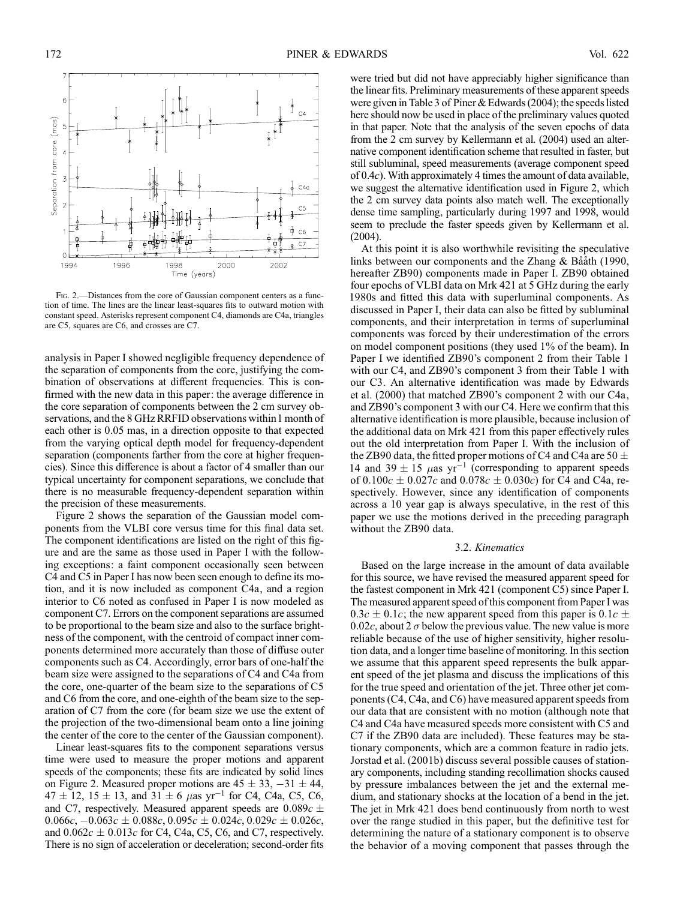Fig. 2.—Distances from the core of Gaussian component centers as a function of time. The lines are the linear least-squares fits to outward motion with constant speed. Asterisks represent component C4, diamonds are C4a, triangles are C5, squares are C6, and crosses are C7.

analysis in Paper I showed negligible frequency dependence of the separation of components from the core, justifying the combination of observations at different frequencies. This is confirmed with the new data in this paper: the average difference in the core separation of components between the 2 cm survey observations, and the 8 GHz RRFID observations within 1 month of each other is 0.05 mas, in a direction opposite to that expected from the varying optical depth model for frequency-dependent separation (components farther from the core at higher frequencies). Since this difference is about a factor of 4 smaller than our typical uncertainty for component separations, we conclude that there is no measurable frequency-dependent separation within the precision of these measurements.

Figure 2 shows the separation of the Gaussian model components from the VLBI core versus time for this final data set. The component identifications are listed on the right of this figure and are the same as those used in Paper I with the following exceptions: a faint component occasionally seen between C4 and C5 in Paper I has now been seen enough to define its motion, and it is now included as component C4a, and a region interior to C6 noted as confused in Paper I is now modeled as component C7. Errors on the component separations are assumed to be proportional to the beam size and also to the surface brightness of the component, with the centroid of compact inner components determined more accurately than those of diffuse outer components such as C4. Accordingly, error bars of one-half the beam size were assigned to the separations of C4 and C4a from the core, one-quarter of the beam size to the separations of C5 and C6 from the core, and one-eighth of the beam size to the separation of C7 from the core (for beam size we use the extent of the projection of the two-dimensional beam onto a line joining the center of the core to the center of the Gaussian component).

Linear least-squares fits to the component separations versus time were used to measure the proper motions and apparent speeds of the components; these fits are indicated by solid lines on Figure 2. Measured proper motions are $45 \pm 33$, $-31 \pm 44$, $47 \pm 12$, $15 \pm 13$, and $31 \pm 6$ $\mu$as yr$^{-1}$ for C4, C4a, C5, C6, and C7, respectively. Measured apparent speeds are $0.089c \pm 0.066c$, $-0.063c \pm 0.088c$, $0.095c \pm 0.024c$, $0.029c \pm 0.026c$, and $0.062c \pm 0.013c$ for C4, C4a, C5, C6, and C7, respectively. There is no sign of acceleration or deceleration; second-order fits were tried but did not have appreciably higher significance than the linear fits. Preliminary measurements of these apparent speeds were given in Table 3 of Piner & Edwards (2004); the speeds listed here should now be used in place of the preliminary values quoted in that paper. Note that the analysis of the seven epochs of data from the 2 cm survey by Kellermann et al. (2004) used an alternative component identification scheme that resulted in faster, but still subluminal, speed measurements (average component speed of $0.4c$). With approximately 4 times the amount of data available, we suggest the alternative identification used in Figure 2, which the 2 cm survey data points also match well. The exceptionally dense time sampling, particularly during 1997 and 1998, would seem to preclude the faster speeds given by Kellermann et al. (2004).

At this point it is also worthwhile revisiting the speculative links between our components and the Zhang & Bååth (1990, hereafter ZB90) components made in Paper I. ZB90 obtained four epochs of VLBI data on Mrk 421 at 5 GHz during the early 1980s and fitted this data with superluminal components. As discussed in Paper I, their data can also be fitted by subluminal components, and their interpretation in terms of superluminal components was forced by their underestimation of the errors on model component positions (they used 1% of the beam). In Paper I we identified ZB90's component 2 from their Table 1 with our C4, and ZB90's component 3 from their Table 1 with our C3. An alternative identification was made by Edwards et al. (2000) that matched ZB90's component 2 with our C4a, and ZB90's component 3 with our C4. Here we confirm that this alternative identification is more plausible, because inclusion of the additional data on Mrk 421 from this paper effectively rules out the old interpretation from Paper I. With the inclusion of the ZB90 data, the fitted proper motions of C4 and C4a are $50 \pm 14$ and $39 \pm 15$ $\mu$as yr$^{-1}$ (corresponding to apparent speeds of $0.100c \pm 0.027c$ and $0.078c \pm 0.030c$) for C4 and C4a, respectively. However, since any identification of components across a 10 year gap is always speculative, in the rest of this paper we use the motions derived in the preceding paragraph without the ZB90 data.

### 3.2. *Kinematics*

Based on the large increase in the amount of data available for this source, we have revised the measured apparent speed for the fastest component in Mrk 421 (component C5) since Paper I. The measured apparent speed of this component from Paper I was $0.3c \pm 0.1c$; the new apparent speed from this paper is $0.1c \pm 0.02c$, about 2 $\sigma$ below the previous value. The new value is more reliable because of the use of higher sensitivity, higher resolution data, and a longer time baseline of monitoring. In this section we assume that this apparent speed represents the bulk apparent speed of the jet plasma and discuss the implications of this for the true speed and orientation of the jet. Three other jet components (C4, C4a, and C6) have measured apparent speeds from our data that are consistent with no motion (although note that C4 and C4a have measured speeds more consistent with C5 and C7 if the ZB90 data are included). These features may be stationary components, which are a common feature in radio jets. Jorstad et al. (2001b) discuss several possible causes of stationary components, including standing recollimation shocks caused by pressure imbalances between the jet and the external medium, and stationary shocks at the location of a bend in the jet. The jet in Mrk 421 does bend continuously from north to west over the range studied in this paper, but the definitive test for determining the nature of a stationary component is to observe the behavior of a moving component that passes through the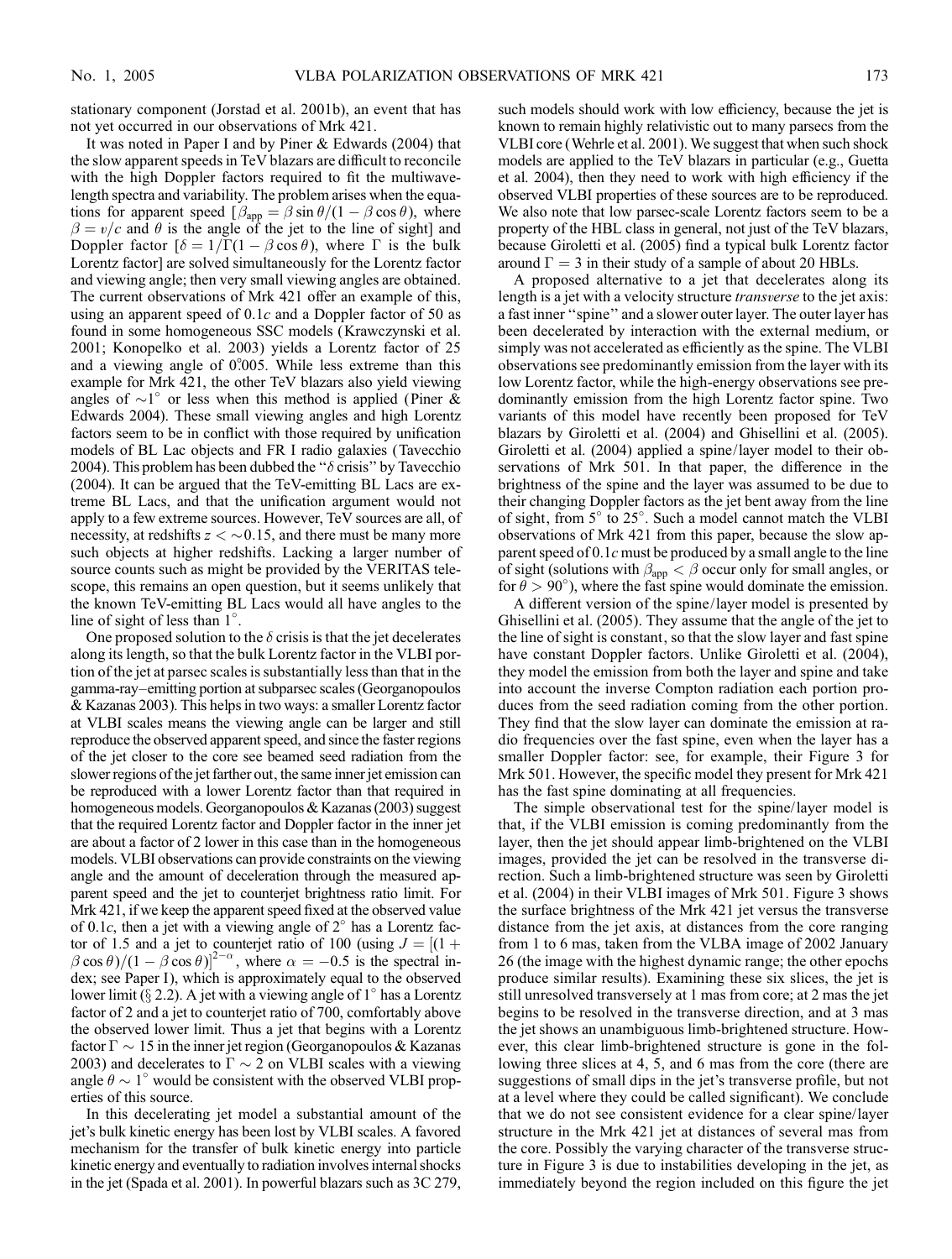stationary component (Jorstad et al. 2001b), an event that has not yet occurred in our observations of Mrk 421.

It was noted in Paper I and by Piner & Edwards (2004) that the slow apparent speeds in TeV blazars are difficult to reconcile with the high Doppler factors required to fit the multiwavelength spectra and variability. The problem arises when the equations for apparent speed [$\beta_{\rm app} = \beta \sin\theta/(1-\beta\cos\theta)$, where $\beta = v/c$ and $\theta$ is the angle of the jet to the line of sight] and Doppler factor [$\delta = 1/\Gamma(1-\beta\cos\theta)$, where $\Gamma$ is the bulk Lorentz factor] are solved simultaneously for the Lorentz factor and viewing angle; then very small viewing angles are obtained. The current observations of Mrk 421 offer an example of this, using an apparent speed of $0.1c$ and a Doppler factor of 50 as found in some homogeneous SSC models (Krawczynski et al. 2001; Konopelko et al. 2003) yields a Lorentz factor of 25 and a viewing angle of 0.°005. While less extreme than this example for Mrk 421, the other TeV blazars also yield viewing angles of $\sim$1° or less when this method is applied (Piner & Edwards 2004). These small viewing angles and high Lorentz factors seem to be in conflict with those required by unification models of BL Lac objects and FR I radio galaxies (Tavecchio 2004). This problem has been dubbed the "$\delta$ crisis" by Tavecchio (2004). It can be argued that the TeV-emitting BL Lacs are extreme BL Lacs, and that the unification argument would not apply to a few extreme sources. However, TeV sources are all, of necessity, at redshifts $z < \sim 0.15$, and there must be many more such objects at higher redshifts. Lacking a larger number of source counts such as might be provided by the VERITAS telescope, this remains an open question, but it seems unlikely that the known TeV-emitting BL Lacs would all have angles to the line of sight of less than 1°.

One proposed solution to the $\delta$ crisis is that the jet decelerates along its length, so that the bulk Lorentz factor in the VLBI portion of the jet at parsec scales is substantially less than that in the gamma-ray–emitting portion at subparsec scales (Georganopoulos & Kazanas 2003). This helps in two ways: a smaller Lorentz factor at VLBI scales means the viewing angle can be larger and still reproduce the observed apparent speed, and since the faster regions of the jet closer to the core see beamed seed radiation from the slower regions of the jet farther out, the same inner jet emission can be reproduced with a lower Lorentz factor than that required in homogeneous models. Georganopoulos & Kazanas (2003) suggest that the required Lorentz factor and Doppler factor in the inner jet are about a factor of 2 lower in this case than in the homogeneous models. VLBI observations can provide constraints on the viewing angle and the amount of deceleration through the measured apparent speed and the jet to counterjet brightness ratio limit. For Mrk 421, if we keep the apparent speed fixed at the observed value of $0.1c$, then a jet with a viewing angle of 2° has a Lorentz factor of 1.5 and a jet to counterjet ratio of 100 (using $J = [(1 + \beta\cos\theta)/(1-\beta\cos\theta)]^{2-\alpha}$, where $\alpha = -0.5$ is the spectral index; see Paper I), which is approximately equal to the observed lower limit (§ 2.2). A jet with a viewing angle of 1° has a Lorentz factor of 2 and a jet to counterjet ratio of 700, comfortably above the observed lower limit. Thus a jet that begins with a Lorentz factor $\Gamma \sim 15$ in the inner jet region (Georganopoulos & Kazanas 2003) and decelerates to $\Gamma \sim 2$ on VLBI scales with a viewing angle $\theta \sim 1°$ would be consistent with the observed VLBI properties of this source.

In this decelerating jet model a substantial amount of the jet's bulk kinetic energy has been lost by VLBI scales. A favored mechanism for the transfer of bulk kinetic energy into particle kinetic energy and eventually to radiation involves internal shocks in the jet (Spada et al. 2001). In powerful blazars such as 3C 279, such models should work with low efficiency, because the jet is known to remain highly relativistic out to many parsecs from the VLBI core (Wehrle et al. 2001). We suggest that when such shock models are applied to the TeV blazars in particular (e.g., Guetta et al. 2004), then they need to work with high efficiency if the observed VLBI properties of these sources are to be reproduced. We also note that low parsec-scale Lorentz factors seem to be a property of the HBL class in general, not just of the TeV blazars, because Giroletti et al. (2005) find a typical bulk Lorentz factor around $\Gamma = 3$ in their study of a sample of about 20 HBLs.

A proposed alternative to a jet that decelerates along its length is a jet with a velocity structure *transverse* to the jet axis: a fast inner "spine" and a slower outer layer. The outer layer has been decelerated by interaction with the external medium, or simply was not accelerated as efficiently as the spine. The VLBI observations see predominantly emission from the layer with its low Lorentz factor, while the high-energy observations see predominantly emission from the high Lorentz factor spine. Two variants of this model have recently been proposed for TeV blazars by Giroletti et al. (2004) and Ghisellini et al. (2005). Giroletti et al. (2004) applied a spine/layer model to their observations of Mrk 501. In that paper, the difference in the brightness of the spine and the layer was assumed to be due to their changing Doppler factors as the jet bent away from the line of sight, from 5° to 25°. Such a model cannot match the VLBI observations of Mrk 421 from this paper, because the slow apparent speed of $0.1c$ must be produced by a small angle to the line of sight (solutions with $\beta_{\rm app} < \beta$ occur only for small angles, or for $\theta > 90°$), where the fast spine would dominate the emission.

A different version of the spine/layer model is presented by Ghisellini et al. (2005). They assume that the angle of the jet to the line of sight is constant, so that the slow layer and fast spine have constant Doppler factors. Unlike Giroletti et al. (2004), they model the emission from both the layer and spine and take into account the inverse Compton radiation each portion produces from the seed radiation coming from the other portion. They find that the slow layer can dominate the emission at radio frequencies over the fast spine, even when the layer has a smaller Doppler factor: see, for example, their Figure 3 for Mrk 501. However, the specific model they present for Mrk 421 has the fast spine dominating at all frequencies.

The simple observational test for the spine/layer model is that, if the VLBI emission is coming predominantly from the layer, then the jet should appear limb-brightened on the VLBI images, provided the jet can be resolved in the transverse direction. Such a limb-brightened structure was seen by Giroletti et al. (2004) in their VLBI images of Mrk 501. Figure 3 shows the surface brightness of the Mrk 421 jet versus the transverse distance from the jet axis, at distances from the core ranging from 1 to 6 mas, taken from the VLBA image of 2002 January 26 (the image with the highest dynamic range; the other epochs produce similar results). Examining these six slices, the jet is still unresolved transversely at 1 mas from core; at 2 mas the jet begins to be resolved in the transverse direction, and at 3 mas the jet shows an unambiguous limb-brightened structure. However, this clear limb-brightened structure is gone in the following three slices at 4, 5, and 6 mas from the core (there are suggestions of small dips in the jet's transverse profile, but not at a level where they could be called significant). We conclude that we do not see consistent evidence for a clear spine/layer structure in the Mrk 421 jet at distances of several mas from the core. Possibly the varying character of the transverse structure in Figure 3 is due to instabilities developing in the jet, as immediately beyond the region included on this figure the jet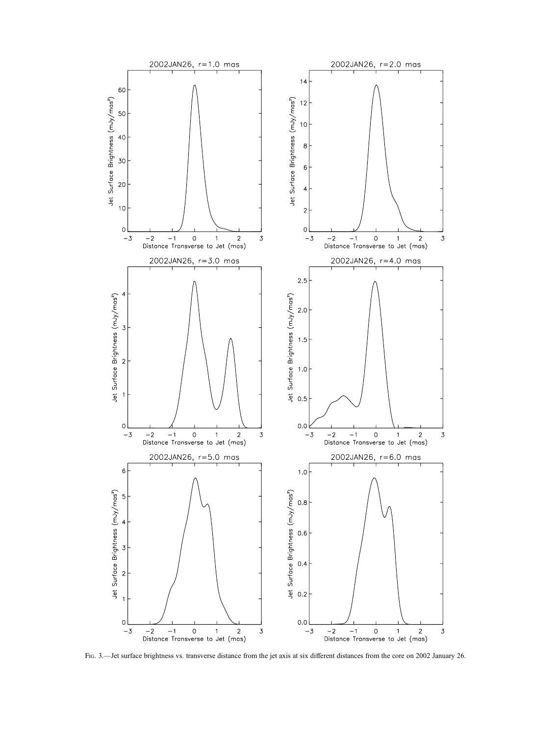Fig. 3.—Jet surface brightness vs. transverse distance from the jet axis at six different distances from the core on 2002 January 26.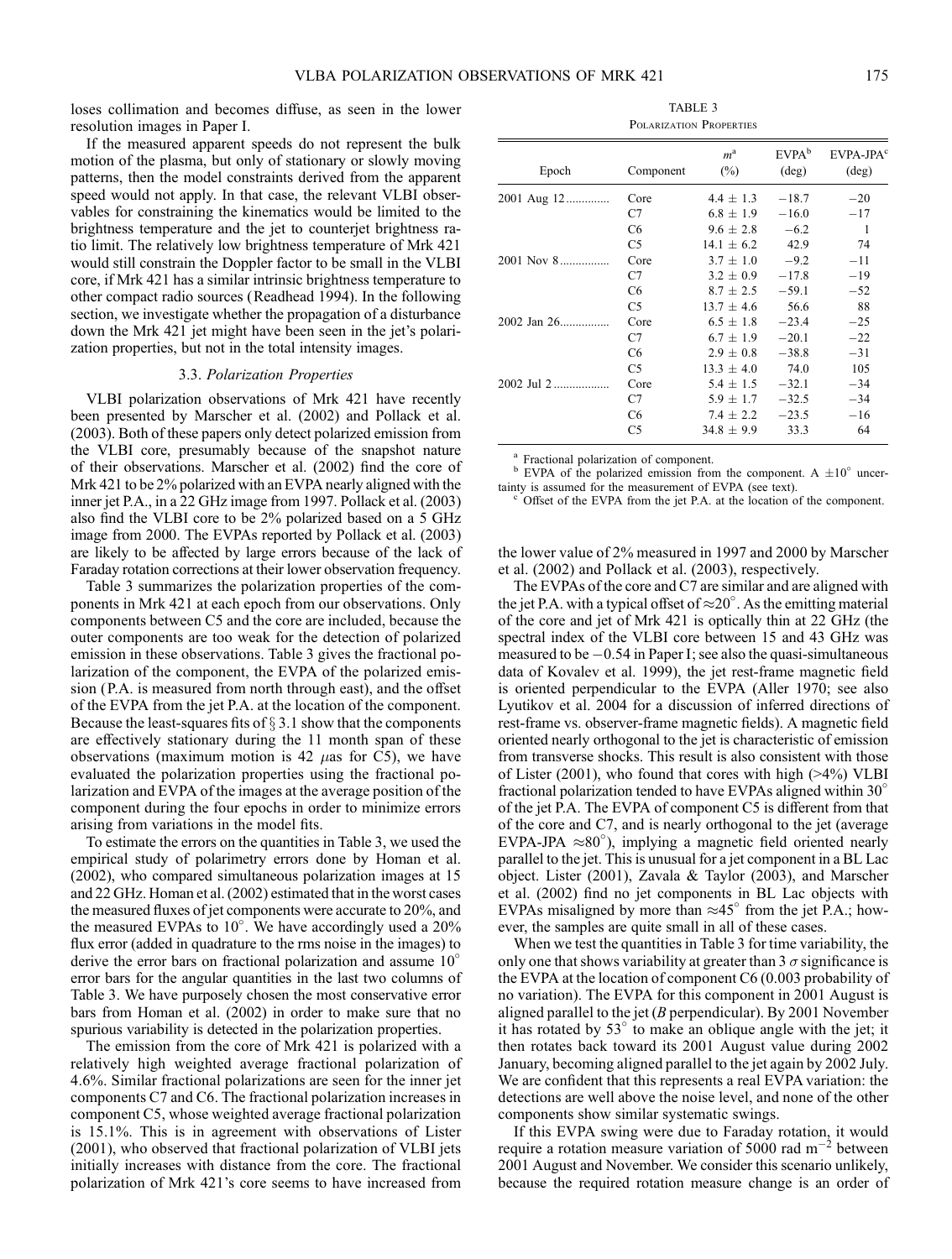loses collimation and becomes diffuse, as seen in the lower resolution images in Paper I.

If the measured apparent speeds do not represent the bulk motion of the plasma, but only of stationary or slowly moving patterns, then the model constraints derived from the apparent speed would not apply. In that case, the relevant VLBI observables for constraining the kinematics would be limited to the brightness temperature and the jet to counterjet brightness ratio limit. The relatively low brightness temperature of Mrk 421 would still constrain the Doppler factor to be small in the VLBI core, if Mrk 421 has a similar intrinsic brightness temperature to other compact radio sources (Readhead 1994). In the following section, we investigate whether the propagation of a disturbance down the Mrk 421 jet might have been seen in the jet's polarization properties, but not in the total intensity images.

### 3.3. *Polarization Properties*

VLBI polarization observations of Mrk 421 have recently been presented by Marscher et al. (2002) and Pollack et al. (2003). Both of these papers only detect polarized emission from the VLBI core, presumably because of the snapshot nature of their observations. Marscher et al. (2002) find the core of Mrk 421 to be 2% polarized with an EVPA nearly aligned with the inner jet P.A., in a 22 GHz image from 1997. Pollack et al. (2003) also find the VLBI core to be 2% polarized based on a 5 GHz image from 2000. The EVPAs reported by Pollack et al. (2003) are likely to be affected by large errors because of the lack of Faraday rotation corrections at their lower observation frequency.

Table 3 summarizes the polarization properties of the components in Mrk 421 at each epoch from our observations. Only components between C5 and the core are included, because the outer components are too weak for the detection of polarized emission in these observations. Table 3 gives the fractional polarization of the component, the EVPA of the polarized emission (P.A. is measured from north through east), and the offset of the EVPA from the jet P.A. at the location of the component. Because the least-squares fits of § 3.1 show that the components are effectively stationary during the 11 month span of these observations (maximum motion is 42 $\mu$as for C5), we have evaluated the polarization properties using the fractional polarization and EVPA of the images at the average position of the component during the four epochs in order to minimize errors arising from variations in the model fits.

To estimate the errors on the quantities in Table 3, we used the empirical study of polarimetry errors done by Homan et al. (2002), who compared simultaneous polarization images at 15 and 22 GHz. Homan et al. (2002) estimated that in the worst cases the measured fluxes of jet components were accurate to 20%, and the measured EVPAs to 10°. We have accordingly used a 20% flux error (added in quadrature to the rms noise in the images) to derive the error bars on fractional polarization and assume 10° error bars for the angular quantities in the last two columns of Table 3. We have purposely chosen the most conservative error bars from Homan et al. (2002) in order to make sure that no spurious variability is detected in the polarization properties.

The emission from the core of Mrk 421 is polarized with a relatively high weighted average fractional polarization of 4.6%. Similar fractional polarizations are seen for the inner jet components C7 and C6. The fractional polarization increases in component C5, whose weighted average fractional polarization is 15.1%. This is in agreement with observations of Lister (2001), who observed that fractional polarization of VLBI jets initially increases with distance from the core. The fractional polarization of Mrk 421's core seems to have increased from the lower value of 2% measured in 1997 and 2000 by Marscher et al. (2002) and Pollack et al. (2003), respectively.

TABLE 3
Polarization Properties

| Epoch | Component | $m$[a] (%) | EVPA[b] (deg) | EVPA-JPA[c] (deg) |
|---|---|---|---|---|
| 2001 Aug 12 | Core | 4.4 ± 1.3 | −18.7 | −20 |
| | C7 | 6.8 ± 1.9 | −16.0 | −17 |
| | C6 | 9.6 ± 2.8 | −6.2 | 1 |
| | C5 | 14.1 ± 6.2 | 42.9 | 74 |
| 2001 Nov 8 | Core | 3.7 ± 1.0 | −9.2 | −11 |
| | C7 | 3.2 ± 0.9 | −17.8 | −19 |
| | C6 | 8.7 ± 2.5 | −59.1 | −52 |
| | C5 | 13.7 ± 4.6 | 56.6 | 88 |
| 2002 Jan 26 | Core | 6.5 ± 1.8 | −23.4 | −25 |
| | C7 | 6.7 ± 1.9 | −20.1 | −22 |
| | C6 | 2.9 ± 0.8 | −38.8 | −31 |
| | C5 | 13.3 ± 4.0 | 74.0 | 105 |
| 2002 Jul 2 | Core | 5.4 ± 1.5 | −32.1 | −34 |
| | C7 | 5.9 ± 1.7 | −32.5 | −34 |
| | C6 | 7.4 ± 2.2 | −23.5 | −16 |
| | C5 | 34.8 ± 9.9 | 33.3 | 64 |

[a] Fractional polarization of component.
[b] EVPA of the polarized emission from the component. A ±10° uncertainty is assumed for the measurement of EVPA (see text).
[c] Offset of the EVPA from the jet P.A. at the location of the component.

The EVPAs of the core and C7 are similar and are aligned with the jet P.A. with a typical offset of ≈20°. As the emitting material of the core and jet of Mrk 421 is optically thin at 22 GHz (the spectral index of the VLBI core between 15 and 43 GHz was measured to be −0.54 in Paper I; see also the quasi-simultaneous data of Kovalev et al. 1999), the jet rest-frame magnetic field is oriented perpendicular to the EVPA (Aller 1970; see also Lyutikov et al. 2004 for a discussion of inferred directions of rest-frame vs. observer-frame magnetic fields). A magnetic field oriented nearly orthogonal to the jet is characteristic of emission from transverse shocks. This result is also consistent with those of Lister (2001), who found that cores with high (>4%) VLBI fractional polarization tended to have EVPAs aligned within 30° of the jet P.A. The EVPA of component C5 is different from that of the core and C7, and is nearly orthogonal to the jet (average EVPA-JPA ≈80°), implying a magnetic field oriented nearly parallel to the jet. This is unusual for a jet component in a BL Lac object. Lister (2001), Zavala & Taylor (2003), and Marscher et al. (2002) find no jet components in BL Lac objects with EVPAs misaligned by more than ≈45° from the jet P.A.; however, the samples are quite small in all of these cases.

When we test the quantities in Table 3 for time variability, the only one that shows variability at greater than 3 $\sigma$ significance is the EVPA at the location of component C6 (0.003 probability of no variation). The EVPA for this component in 2001 August is aligned parallel to the jet ($B$ perpendicular). By 2001 November it has rotated by 53° to make an oblique angle with the jet; it then rotates back toward its 2001 August value during 2002 January, becoming aligned parallel to the jet again by 2002 July. We are confident that this represents a real EVPA variation: the detections are well above the noise level, and none of the other components show similar systematic swings.

If this EVPA swing were due to Faraday rotation, it would require a rotation measure variation of 5000 rad m$^{-2}$ between 2001 August and November. We consider this scenario unlikely, because the required rotation measure change is an order of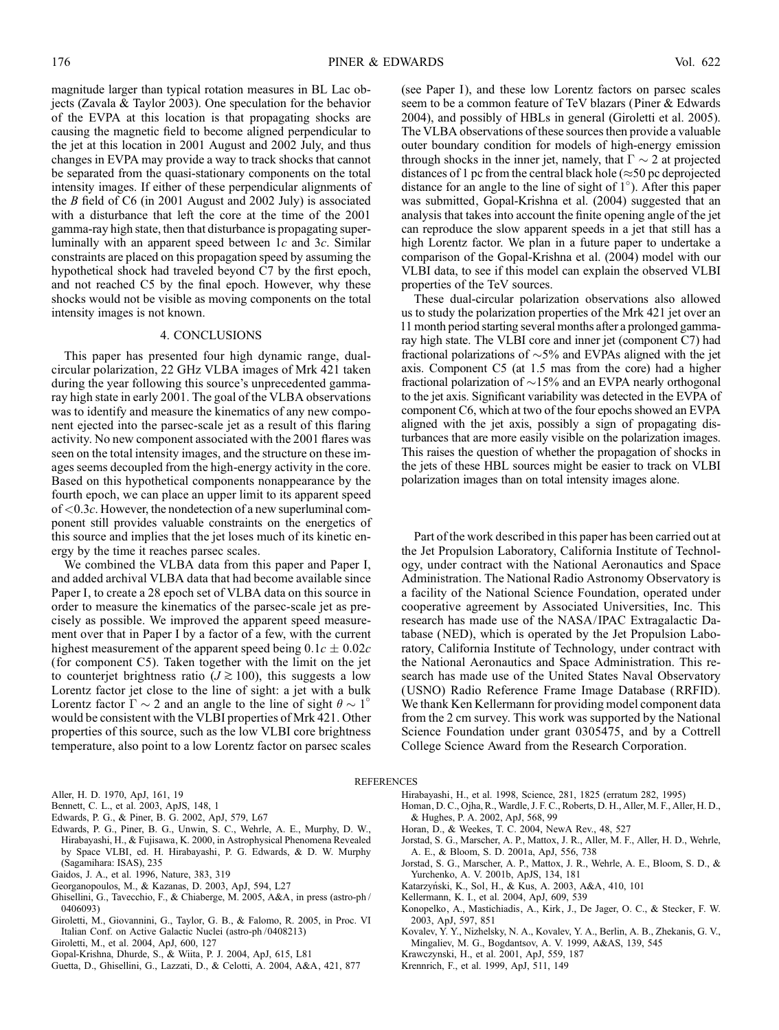magnitude larger than typical rotation measures in BL Lac objects (Zavala & Taylor 2003). One speculation for the behavior of the EVPA at this location is that propagating shocks are causing the magnetic field to become aligned perpendicular to the jet at this location in 2001 August and 2002 July, and thus changes in EVPA may provide a way to track shocks that cannot be separated from the quasi-stationary components on the total intensity images. If either of these perpendicular alignments of the *B* field of C6 (in 2001 August and 2002 July) is associated with a disturbance that left the core at the time of the 2001 gamma-ray high state, then that disturbance is propagating superluminally with an apparent speed between $1c$ and $3c$. Similar constraints are placed on this propagation speed by assuming the hypothetical shock had traveled beyond C7 by the first epoch, and not reached C5 by the final epoch. However, why these shocks would not be visible as moving components on the total intensity images is not known.

## 4. CONCLUSIONS

This paper has presented four high dynamic range, dual-circular polarization, 22 GHz VLBA images of Mrk 421 taken during the year following this source's unprecedented gamma-ray high state in early 2001. The goal of the VLBA observations was to identify and measure the kinematics of any new component ejected into the parsec-scale jet as a result of this flaring activity. No new component associated with the 2001 flares was seen on the total intensity images, and the structure on these images seems decoupled from the high-energy activity in the core. Based on this hypothetical components nonappearance by the fourth epoch, we can place an upper limit to its apparent speed of $<0.3c$. However, the nondetection of a new superluminal component still provides valuable constraints on the energetics of this source and implies that the jet loses much of its kinetic energy by the time it reaches parsec scales.

We combined the VLBA data from this paper and Paper I, and added archival VLBA data that had become available since Paper I, to create a 28 epoch set of VLBA data on this source in order to measure the kinematics of the parsec-scale jet as precisely as possible. We improved the apparent speed measurement over that in Paper I by a factor of a few, with the current highest measurement of the apparent speed being $0.1c \pm 0.02c$ (for component C5). Taken together with the limit on the jet to counterjet brightness ratio ($J \gtrsim 100$), this suggests a low Lorentz factor jet close to the line of sight: a jet with a bulk Lorentz factor $\Gamma \sim 2$ and an angle to the line of sight $\theta \sim 1^{\circ}$ would be consistent with the VLBI properties of Mrk 421. Other properties of this source, such as the low VLBI core brightness temperature, also point to a low Lorentz factor on parsec scales (see Paper I), and these low Lorentz factors on parsec scales seem to be a common feature of TeV blazars (Piner & Edwards 2004), and possibly of HBLs in general (Giroletti et al. 2005). The VLBA observations of these sources then provide a valuable outer boundary condition for models of high-energy emission through shocks in the inner jet, namely, that $\Gamma \sim 2$ at projected distances of 1 pc from the central black hole ($\approx$50 pc deprojected distance for an angle to the line of sight of $1^{\circ}$). After this paper was submitted, Gopal-Krishna et al. (2004) suggested that an analysis that takes into account the finite opening angle of the jet can reproduce the slow apparent speeds in a jet that still has a high Lorentz factor. We plan in a future paper to undertake a comparison of the Gopal-Krishna et al. (2004) model with our VLBI data, to see if this model can explain the observed VLBI properties of the TeV sources.

These dual-circular polarization observations also allowed us to study the polarization properties of the Mrk 421 jet over an 11 month period starting several months after a prolonged gamma-ray high state. The VLBI core and inner jet (component C7) had fractional polarizations of $\sim$5% and EVPAs aligned with the jet axis. Component C5 (at 1.5 mas from the core) had a higher fractional polarization of $\sim$15% and an EVPA nearly orthogonal to the jet axis. Significant variability was detected in the EVPA of component C6, which at two of the four epochs showed an EVPA aligned with the jet axis, possibly a sign of propagating disturbances that are more easily visible on the polarization images. This raises the question of whether the propagation of shocks in the jets of these HBL sources might be easier to track on VLBI polarization images than on total intensity images alone.

Part of the work described in this paper has been carried out at the Jet Propulsion Laboratory, California Institute of Technology, under contract with the National Aeronautics and Space Administration. The National Radio Astronomy Observatory is a facility of the National Science Foundation, operated under cooperative agreement by Associated Universities, Inc. This research has made use of the NASA/IPAC Extragalactic Database (NED), which is operated by the Jet Propulsion Laboratory, California Institute of Technology, under contract with the National Aeronautics and Space Administration. This research has made use of the United States Naval Observatory (USNO) Radio Reference Frame Image Database (RRFID). We thank Ken Kellermann for providing model component data from the 2 cm survey. This work was supported by the National Science Foundation under grant 0305475, and by a Cottrell College Science Award from the Research Corporation.

## REFERENCES

Aller, H. D. 1970, ApJ, 161, 19
Bennett, C. L., et al. 2003, ApJS, 148, 1
Edwards, P. G., & Piner, B. G. 2002, ApJ, 579, L67
Edwards, P. G., Piner, B. G., Unwin, S. C., Wehrle, A. E., Murphy, D. W., Hirabayashi, H., & Fujisawa, K. 2000, in Astrophysical Phenomena Revealed by Space VLBI, ed. H. Hirabayashi, P. G. Edwards, & D. W. Murphy (Sagamihara: ISAS), 235
Gaidos, J. A., et al. 1996, Nature, 383, 319
Georganopoulos, M., & Kazanas, D. 2003, ApJ, 594, L27
Ghisellini, G., Tavecchio, F., & Chiaberge, M. 2005, A&A, in press (astro-ph/0406093)
Giroletti, M., Giovannini, G., Taylor, G. B., & Falomo, R. 2005, in Proc. VI Italian Conf. on Active Galactic Nuclei (astro-ph/0408213)
Giroletti, M., et al. 2004, ApJ, 600, 127
Gopal-Krishna, Dhurde, S., & Wiita, P. J. 2004, ApJ, 615, L81
Guetta, D., Ghisellini, G., Lazzati, D., & Celotti, A. 2004, A&A, 421, 877
Hirabayashi, H., et al. 1998, Science, 281, 1825 (erratum 282, 1995)
Homan, D. C., Ojha, R., Wardle, J. F. C., Roberts, D. H., Aller, M. F., Aller, H. D., & Hughes, P. A. 2002, ApJ, 568, 99
Horan, D., & Weekes, T. C. 2004, NewA Rev., 48, 527
Jorstad, S. G., Marscher, A. P., Mattox, J. R., Aller, M. F., Aller, H. D., Wehrle, A. E., & Bloom, S. D. 2001a, ApJ, 556, 738
Jorstad, S. G., Marscher, A. P., Mattox, J. R., Wehrle, A. E., Bloom, S. D., & Yurchenko, A. V. 2001b, ApJS, 134, 181
Katarzyński, K., Sol, H., & Kus, A. 2003, A&A, 410, 101
Kellermann, K. I., et al. 2004, ApJ, 609, 539
Konopelko, A., Mastichiadis, A., Kirk, J., De Jager, O. C., & Stecker, F. W. 2003, ApJ, 597, 851
Kovalev, Y. Y., Nizhelsky, N. A., Kovalev, Y. A., Berlin, A. B., Zhekanis, G. V., Mingaliev, M. G., & Bogdantsov, A. V. 1999, A&AS, 139, 545
Krawczynski, H., et al. 2001, ApJ, 559, 187
Krennrich, F., et al. 1999, ApJ, 511, 149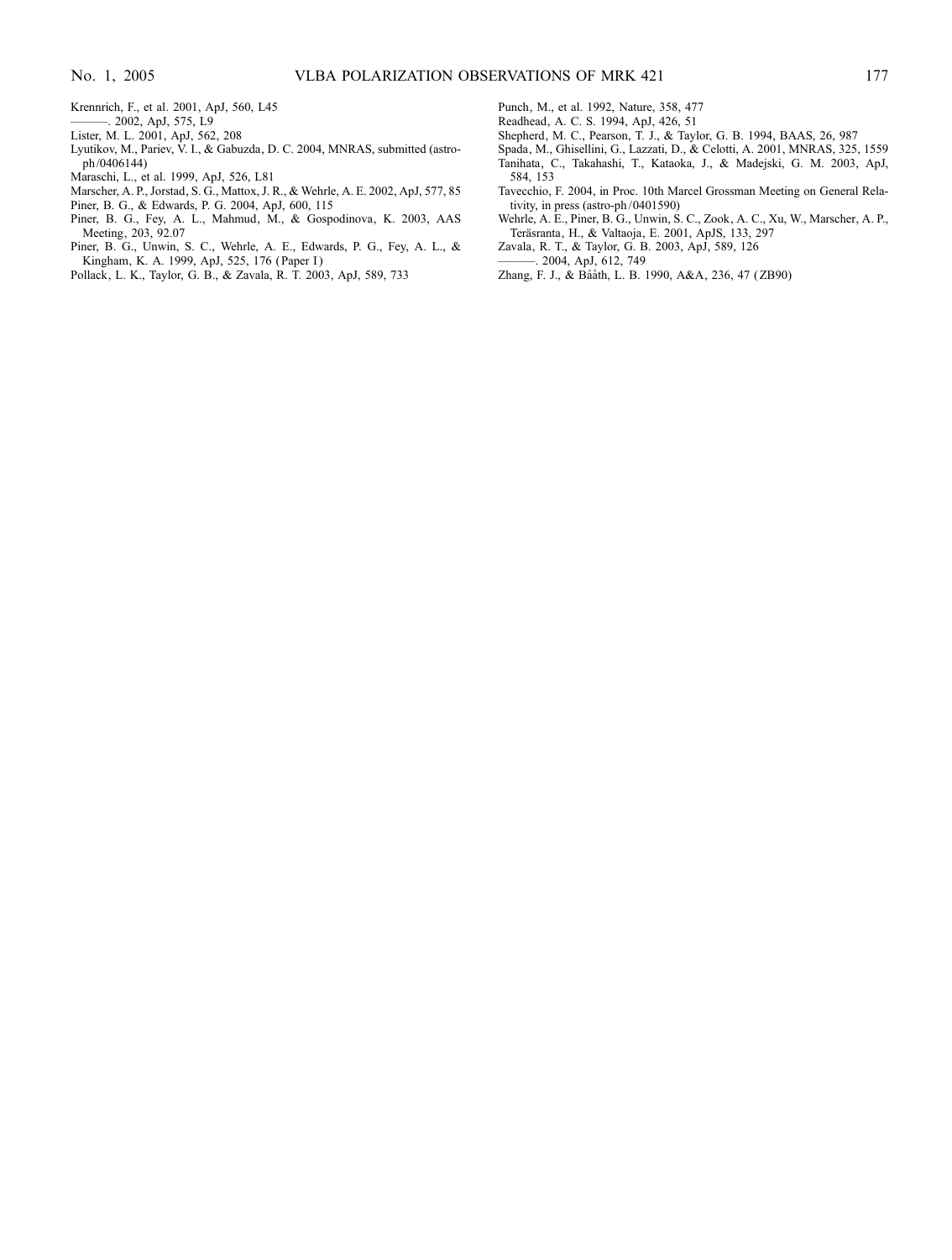Krennrich, F., et al. 2001, ApJ, 560, L45
———. 2002, ApJ, 575, L9
Lister, M. L. 2001, ApJ, 562, 208
Lyutikov, M., Pariev, V. I., & Gabuzda, D. C. 2004, MNRAS, submitted (astro-ph/0406144)
Maraschi, L., et al. 1999, ApJ, 526, L81
Marscher, A. P., Jorstad, S. G., Mattox, J. R., & Wehrle, A. E. 2002, ApJ, 577, 85
Piner, B. G., & Edwards, P. G. 2004, ApJ, 600, 115
Piner, B. G., Fey, A. L., Mahmud, M., & Gospodinova, K. 2003, AAS Meeting, 203, 92.07
Piner, B. G., Unwin, S. C., Wehrle, A. E., Edwards, P. G., Fey, A. L., & Kingham, K. A. 1999, ApJ, 525, 176 (Paper I)
Pollack, L. K., Taylor, G. B., & Zavala, R. T. 2003, ApJ, 589, 733
Punch, M., et al. 1992, Nature, 358, 477
Readhead, A. C. S. 1994, ApJ, 426, 51
Shepherd, M. C., Pearson, T. J., & Taylor, G. B. 1994, BAAS, 26, 987
Spada, M., Ghisellini, G., Lazzati, D., & Celotti, A. 2001, MNRAS, 325, 1559
Tanihata, C., Takahashi, T., Kataoka, J., & Madejski, G. M. 2003, ApJ, 584, 153
Tavecchio, F. 2004, in Proc. 10th Marcel Grossman Meeting on General Relativity, in press (astro-ph/0401590)
Wehrle, A. E., Piner, B. G., Unwin, S. C., Zook, A. C., Xu, W., Marscher, A. P., Teräsranta, H., & Valtaoja, E. 2001, ApJS, 133, 297
Zavala, R. T., & Taylor, G. B. 2003, ApJ, 589, 126
———. 2004, ApJ, 612, 749
Zhang, F. J., & Bååth, L. B. 1990, A&A, 236, 47 (ZB90)